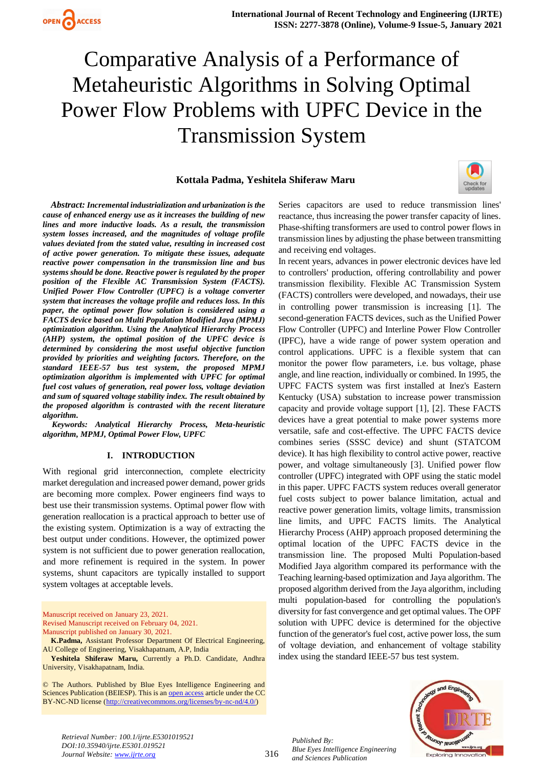# Comparative Analysis of a Performance of Metaheuristic Algorithms in Solving Optimal Power Flow Problems with UPFC Device in the Transmission System

**Kottala Padma, Yeshitela Shiferaw Maru**

***Abstract:*** ***Incremental industrialization and urbanization is the cause of enhanced energy use as it increases the building of new lines and more inductive loads. As a result, the transmission system losses increased, and the magnitudes of voltage profile values deviated from the stated value, resulting in increased cost of active power generation. To mitigate these issues, adequate reactive power compensation in the transmission line and bus systems should be done. Reactive power is regulated by the proper position of the Flexible AC Transmission System (FACTS). Unified Power Flow Controller (UPFC) is a voltage converter system that increases the voltage profile and reduces loss. In this paper, the optimal power flow solution is considered using a FACTS device based on Multi Population Modified Jaya (MPMJ) optimization algorithm. Using the Analytical Hierarchy Process (AHP) system, the optimal position of the UPFC device is determined by considering the most useful objective function provided by priorities and weighting factors. Therefore, on the standard IEEE-57 bus test system, the proposed MPMJ optimization algorithm is implemented with UPFC for optimal fuel cost values of generation, real power loss, voltage deviation and sum of squared voltage stability index. The result obtained by the proposed algorithm is contrasted with the recent literature algorithm.***

***Keywords:*** ***Analytical Hierarchy Process, Meta-heuristic algorithm, MPMJ, Optimal Power Flow, UPFC***

## I. INTRODUCTION

With regional grid interconnection, complete electricity market deregulation and increased power demand, power grids are becoming more complex. Power engineers find ways to best use their transmission systems. Optimal power flow with generation reallocation is a practical approach to better use of the existing system. Optimization is a way of extracting the best output under conditions. However, the optimized power system is not sufficient due to power generation reallocation, and more refinement is required in the system. In power systems, shunt capacitors are typically installed to support system voltages at acceptable levels.

Series capacitors are used to reduce transmission lines' reactance, thus increasing the power transfer capacity of lines. Phase-shifting transformers are used to control power flows in transmission lines by adjusting the phase between transmitting and receiving end voltages.

In recent years, advances in power electronic devices have led to controllers' production, offering controllability and power transmission flexibility. Flexible AC Transmission System (FACTS) controllers were developed, and nowadays, their use in controlling power transmission is increasing [1]. The second-generation FACTS devices, such as the Unified Power Flow Controller (UPFC) and Interline Power Flow Controller (IPFC), have a wide range of power system operation and control applications. UPFC is a flexible system that can monitor the power flow parameters, i.e. bus voltage, phase angle, and line reaction, individually or combined. In 1995, the UPFC FACTS system was first installed at Inez's Eastern Kentucky (USA) substation to increase power transmission capacity and provide voltage support [1], [2]. These FACTS devices have a great potential to make power systems more versatile, safe and cost-effective. The UPFC FACTS device combines series (SSSC device) and shunt (STATCOM device). It has high flexibility to control active power, reactive power, and voltage simultaneously [3]. Unified power flow controller (UPFC) integrated with OPF using the static model in this paper. UPFC FACTS system reduces overall generator fuel costs subject to power balance limitation, actual and reactive power generation limits, voltage limits, transmission line limits, and UPFC FACTS limits. The Analytical Hierarchy Process (AHP) approach proposed determining the optimal location of the UPFC FACTS device in the transmission line. The proposed Multi Population-based Modified Jaya algorithm compared its performance with the Teaching learning-based optimization and Jaya algorithm. The proposed algorithm derived from the Jaya algorithm, including multi population-based for controlling the population's diversity for fast convergence and get optimal values. The OPF solution with UPFC device is determined for the objective function of the generator's fuel cost, active power loss, the sum of voltage deviation, and enhancement of voltage stability index using the standard IEEE-57 bus test system.

Manuscript received on January 23, 2021.
Revised Manuscript received on February 04, 2021.
Manuscript published on January 30, 2021.

**K.Padma,** Assistant Professor Department Of Electrical Engineering, AU College of Engineering, Visakhapatnam, A.P, India

**Yeshitela Shiferaw Maru,** Currently a Ph.D. Candidate, Andhra University, Visakhapatnam, India.

© The Authors. Published by Blue Eyes Intelligence Engineering and Sciences Publication (BEIESP). This is an open access article under the CC BY-NC-ND license (http://creativecommons.org/licenses/by-nc-nd/4.0/)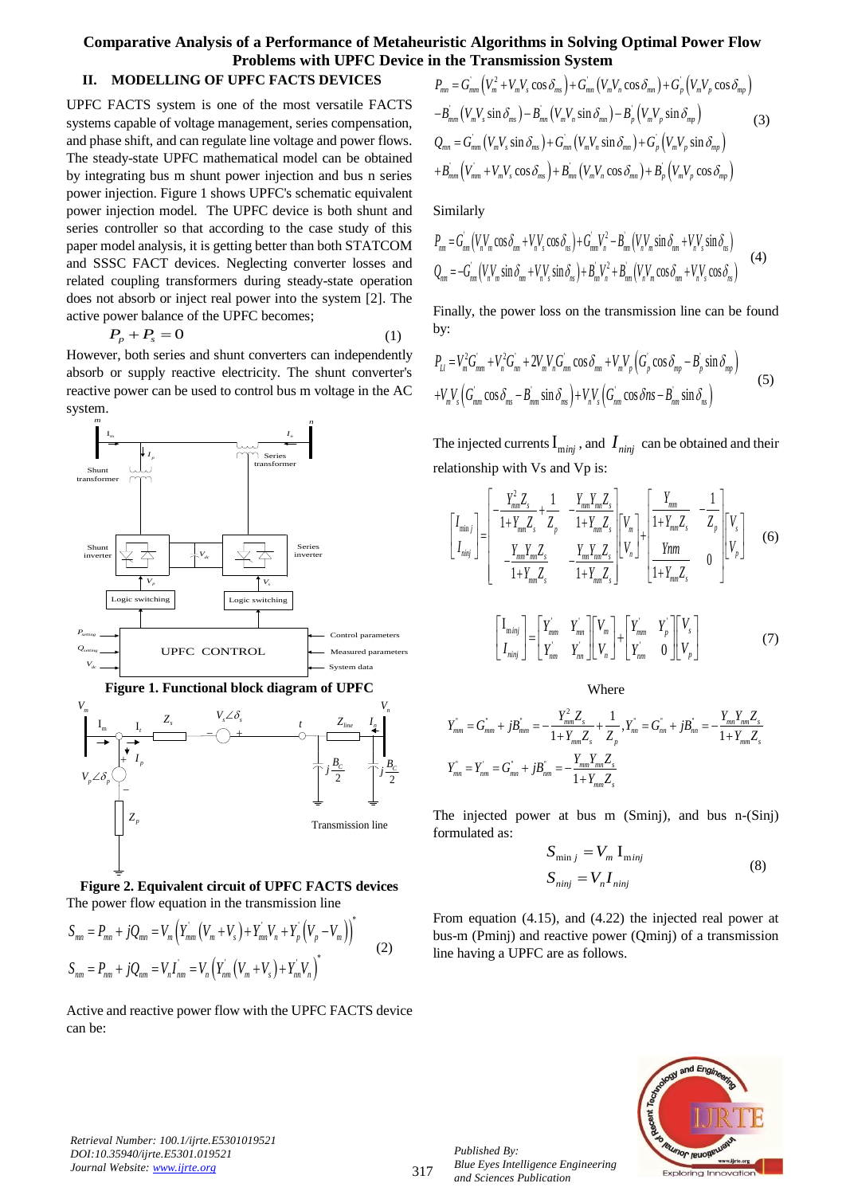## II. MODELLING OF UPFC FACTS DEVICES

UPFC FACTS system is one of the most versatile FACTS systems capable of voltage management, series compensation, and phase shift, and can regulate line voltage and power flows. The steady-state UPFC mathematical model can be obtained by integrating bus m shunt power injection and bus n series power injection. Figure 1 shows UPFC's schematic equivalent power injection model. The UPFC device is both shunt and series controller so that according to the case study of this paper model analysis, it is getting better than both STATCOM and SSSC FACT devices. Neglecting converter losses and related coupling transformers during steady-state operation does not absorb or inject real power into the system [2]. The active power balance of the UPFC becomes;

$$P_p + P_s = 0 \tag{1}$$

However, both series and shunt converters can independently absorb or supply reactive electricity. The shunt converter's reactive power can be used to control bus m voltage in the AC system.

**Figure 1. Functional block diagram of UPFC**

**Figure 2. Equivalent circuit of UPFC FACTS devices**

The power flow equation in the transmission line

$$\begin{aligned} S_{mn} &= P_{mn} + jQ_{mn} = V_m\left(Y'_{mm}\left(V_m + V_s\right) + Y'_{mn}V_n + Y'_p\left(V_p - V_m\right)\right)^* \\ S_{nm} &= P_{nm} + jQ_{nm} = V_n I'_{nm} = V_n\left(Y'_{nm}\left(V_m + V_s\right) + Y'_{nn}V_n\right)^* \end{aligned} \tag{2}$$

Active and reactive power flow with the UPFC FACTS device can be:

$$\begin{aligned} P_{mn} &= G'_{mm}\left(V_m^2 + V_mV_s\cos\delta_{ms}\right) + G'_{mn}\left(V_mV_n\cos\delta_{mn}\right) + G'_p\left(V_mV_p\cos\delta_{mp}\right) \\ &- B'_{mm}\left(V_mV_s\sin\delta_{ms}\right) - B'_{mn}\left(V_mV_n\sin\delta_{mn}\right) - B'_p\left(V_mV_p\sin\delta_{mp}\right) \\ Q_{mn} &= G'_{mm}\left(V_mV_s\sin\delta_{ms}\right) + G'_{mn}\left(V_mV_n\sin\delta_{mn}\right) + G'_p\left(V_mV_p\sin\delta_{mp}\right) \\ &+ B'_{mm}\left(V'_{mm} + V_mV_s\cos\delta_{ms}\right) + B'_{mn}\left(V_mV_n\cos\delta_{mn}\right) + B'_p\left(V_mV_p\cos\delta_{mp}\right) \end{aligned} \tag{3}$$

Similarly

$$\begin{aligned} P_{nm} &= G'_{nm}\left(V_nV_m\cos\delta_{nm} + V_nV_s\cos\delta_{ns}\right) + G'_{nn}V_n^2 - B'_{nm}\left(V_nV_m\sin\delta_{nm} + V_nV_s\sin\delta_{ns}\right) \\ Q_{nm} &= -G'_{nm}\left(V_nV_m\sin\delta_{nm} + V_nV_s\sin\delta_{ns}\right) + B'_{nn}V_n^2 + B'_{nm}\left(V_nV_m\cos\delta_{nm} + V_nV_s\cos\delta_{ns}\right) \end{aligned} \tag{4}$$

Finally, the power loss on the transmission line can be found by:

$$\begin{aligned} P_{Li} &= V_m^2G'_{mm} + V_n^2G'_{nn} + 2V_mV_nG'_{mn}\cos\delta_{mn} + V_mV_p\left(G'_p\cos\delta_{mp} - B'_p\sin\delta_{mp}\right) \\ &+ V_mV_s\left(G'_{mm}\cos\delta_{ms} - B'_{mm}\sin\delta_{ms}\right) + V_nV_s\left(G'_{nm}\cos\delta ns - B'_{nm}\sin\delta_{ns}\right) \end{aligned} \tag{5}$$

The injected currents $I_{minj}$, and $I_{ninj}$ can be obtained and their relationship with Vs and Vp is:

$$\begin{bmatrix} I_{minj} \\ I_{ninj} \end{bmatrix} = \begin{bmatrix} -\dfrac{Y_{mm}^2 Z_s}{1+Y_{mm}Z_s} + \dfrac{1}{Z_p} & -\dfrac{Y_{mm}Y_{mn}Z_s}{1+Y_{mm}Z_s} \\ -\dfrac{Y_{mm}Y_{nm}Z_s}{1+Y_{mm}Z_s} & -\dfrac{Y_{nm}Y_{mn}Z_s}{1+Y_{mm}Z_s} \end{bmatrix} \begin{bmatrix} V_m \\ V_n \end{bmatrix} + \begin{bmatrix} \dfrac{Y_{mm}}{1+Y_{mm}Z_s} & -\dfrac{1}{Z_p} \\ \dfrac{Ynm}{1+Y_{mm}Z_s} & 0 \end{bmatrix} \begin{bmatrix} V_s \\ V_p \end{bmatrix} \tag{6}$$

$$\begin{bmatrix} I_{minj} \\ I_{ninj} \end{bmatrix} = \begin{bmatrix} Y'_{mm} & Y'_{mn} \\ Y'_{nm} & Y'_{nn} \end{bmatrix} \begin{bmatrix} V_m \\ V_n \end{bmatrix} + \begin{bmatrix} Y'_{mm} & Y'_p \\ Y'_{nm} & 0 \end{bmatrix} \begin{bmatrix} V_s \\ V_p \end{bmatrix} \tag{7}$$

Where

$$Y''_{mm} = G'_{mm} + jB'_{mm} = -\frac{Y_{mm}^2 Z_s}{1+Y_{mm}Z_s} + \frac{1}{Z_p}, \quad Y''_{nn} = G''_{nn} + jB'_{nn} = -\frac{Y_{mn}Y_{nm}Z_s}{1+Y_{mm}Z_s}$$

$$Y''_{mn} = Y'_{nm} = G'_{mn} + jB'_{nm} = -\frac{Y_{mm}Y_{mn}Z_s}{1+Y_{mm}Z_s}$$

The injected power at bus m (Sminj), and bus n-(Sinj) formulated as:

$$\begin{aligned} S_{min\,j} &= V_m I_{minj} \\ S_{ninj} &= V_n I_{ninj} \end{aligned} \tag{8}$$

From equation (4.15), and (4.22) the injected real power at bus-m (Pminj) and reactive power (Qminj) of a transmission line having a UPFC are as follows.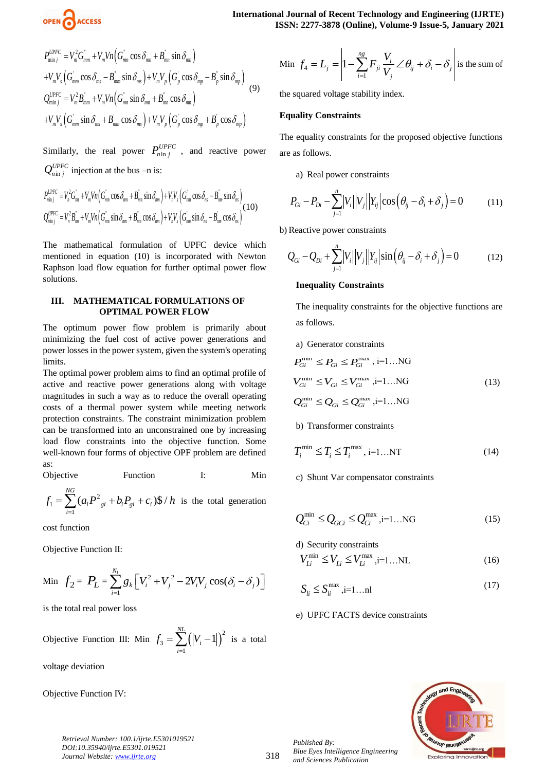$$
\begin{aligned}
P_{\min j}^{UPFC} &= V_m^2 G_{mm}^{'} + V_m Vn\left(G_{mn}^{'}\cos\delta_{mn} + B_{mn}^{'}\sin\delta_{mn}\right) \\
&+ V_m V_s\left(G_{mm}^{'}\cos\delta_{ms} - B_{mm}^{'}\sin\delta_{ms}\right) + V_m V_p\left(G_p^{'}\cos\delta_{mp} - B_p^{'}\sin\delta_{mp}\right) \\
Q_{\min j}^{UPFC} &= V_m^2 B_{mm}^{'} + V_m Vn\left(G_{mn}^{'}\sin\delta_{mn} + B_{mn}^{'}\cos\delta_{mn}\right) \\
&+ V_m V_s\left(G_{mm}^{'}\sin\delta_{ms} + B_{mm}^{'}\cos\delta_{ms}\right) + V_m V_p\left(G_p^{'}\cos\delta_{mp} + B_p^{'}\cos\delta_{mp}\right)
\end{aligned}
\tag{9}
$$

Similarly, the real power $P_{n\text{in}\,j}^{UPFC}$, and reactive power $Q_{n\text{in}\,j}^{UPFC}$ injection at the bus –n is:

$$
\begin{aligned}
P_{\text{nin}\,j}^{UPFC} &= V_n^2 G_{nn}^{'} + V_n Vn\left(G_{mn}^{'}\cos\delta_{mn} + B_{mn}^{'}\sin\delta_{mn}\right) + V_n V_s\left(G_{mn}^{'}\cos\delta_{ns} - B_{mn}^{'}\sin\delta_{ns}\right) \\
Q_{\text{nin}\,j}^{UPFC} &= V_n^2 B_{nn}^{'} + V_n Vn\left(G_{mn}^{'}\sin\delta_{mn} + B_{mn}^{'}\cos\delta_{mn}\right) + V_n V_s\left(G_{mn}^{'}\sin\delta_{ns} - B_{mn}^{'}\cos\delta_{ns}\right)
\end{aligned}
\tag{10}
$$

The mathematical formulation of UPFC device which mentioned in equation (10) is incorporated with Newton Raphson load flow equation for further optimal power flow solutions.

## III. MATHEMATICAL FORMULATIONS OF OPTIMAL POWER FLOW

The optimum power flow problem is primarily about minimizing the fuel cost of active power generations and power losses in the power system, given the system's operating limits.

The optimal power problem aims to find an optimal profile of active and reactive power generations along with voltage magnitudes in such a way as to reduce the overall operating costs of a thermal power system while meeting network protection constraints. The constraint minimization problem can be transformed into an unconstrained one by increasing load flow constraints into the objective function. Some well-known four forms of objective OPF problem are defined as:

Objective Function I: Min $f_1 = \sum_{i=1}^{NG}(a_i P_{gi}^2 + b_i P_{gi} + c_i)\$/h$ is the total generation cost function

Objective Function II:

Min $f_2 = P_L = \sum_{i=1}^{N_l} g_k\left[V_i^2 + V_j^2 - 2V_i V_j\cos(\delta_i - \delta_j)\right]$

is the total real power loss

Objective Function III: Min $f_3 = \sum_{i=1}^{NL}\left(|V_i - 1|\right)^2$ is a total voltage deviation

Objective Function IV:

Min $f_4 = L_j = \left|1 - \sum_{i=1}^{ng} F_{ji}\frac{V_i}{V_j}\angle\theta_{ij} + \delta_i - \delta_j\right|$ is the sum of the squared voltage stability index.

**Equality Constraints**

The equality constraints for the proposed objective functions are as follows.

a) Real power constraints

$$P_{Gi} - P_{Di} - \sum_{j=1}^{n}|V_i||V_j||Y_{ij}|\cos\left(\theta_{ij} - \delta_i + \delta_j\right) = 0 \tag{11}$$

b) Reactive power constraints

$$Q_{Gi} - Q_{Di} + \sum_{j=1}^{n}|V_i||V_j||Y_{ij}|\sin\left(\theta_{ij} - \delta_i + \delta_j\right) = 0 \tag{12}$$

**Inequality Constraints**

The inequality constraints for the objective functions are as follows.

a) Generator constraints

$$
\begin{aligned}
&P_{Gi}^{\min} \le P_{Gi} \le P_{Gi}^{\max}, \text{ i=1…NG} \\
&V_{Gi}^{\min} \le V_{Gi} \le V_{Gi}^{\max}, \text{i=1…NG} \\
&Q_{Gi}^{\min} \le Q_{Gi} \le Q_{Gi}^{\max}, \text{i=1…NG}
\end{aligned}
\tag{13}
$$

b) Transformer constraints

$$T_i^{\min} \le T_i \le T_i^{\max}, \text{ i=1…NT} \tag{14}$$

c) Shunt Var compensator constraints

$$Q_{Ci}^{\min} \le Q_{GCi} \le Q_{Ci}^{\max}, \text{i=1…NG} \tag{15}$$

d) Security constraints

$$V_{Li}^{\min} \le V_{Li} \le V_{Li}^{\max}, \text{i=1…NL} \tag{16}$$

$$S_{li} \le S_{li}^{\max}, \text{i=1…nl} \tag{17}$$

e) UPFC FACTS device constraints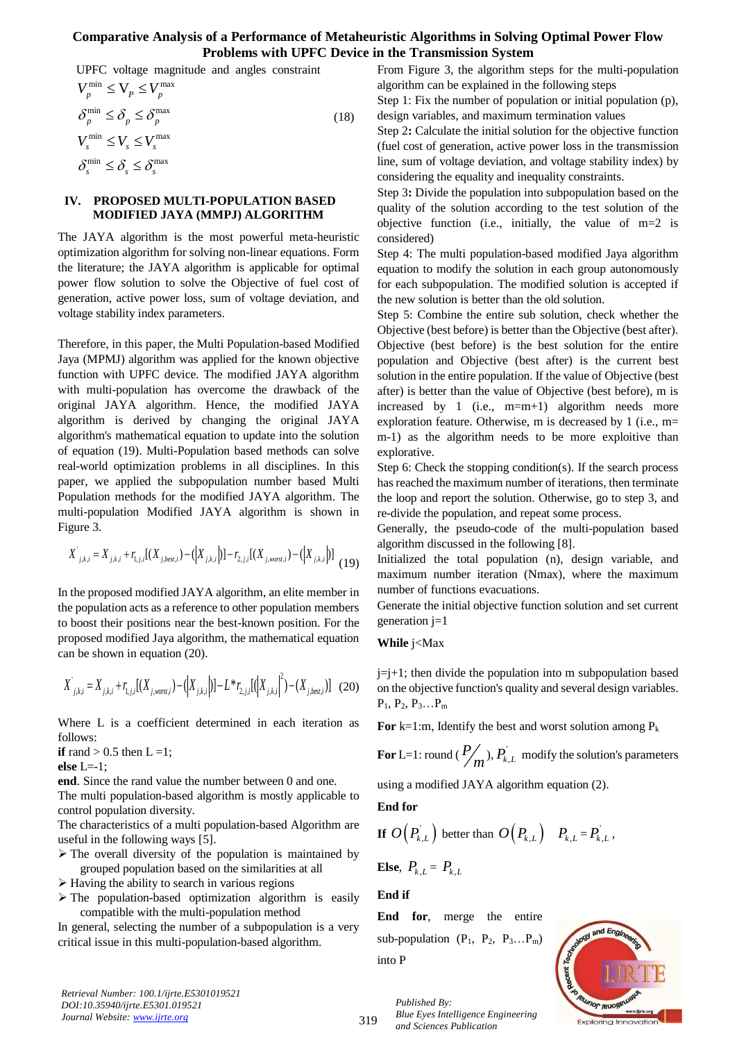UPFC voltage magnitude and angles constraint

$$V_p^{\min} \le V_P \le V_p^{\max}$$
$$\delta_p^{\min} \le \delta_p \le \delta_p^{\max} \tag{18}$$
$$V_s^{\min} \le V_s \le V_s^{\max}$$
$$\delta_s^{\min} \le \delta_s \le \delta_s^{\max}$$

## IV. PROPOSED MULTI-POPULATION BASED MODIFIED JAYA (MMPJ) ALGORITHM

The JAYA algorithm is the most powerful meta-heuristic optimization algorithm for solving non-linear equations. Form the literature; the JAYA algorithm is applicable for optimal power flow solution to solve the Objective of fuel cost of generation, active power loss, sum of voltage deviation, and voltage stability index parameters.

Therefore, in this paper, the Multi Population-based Modified Jaya (MPMJ) algorithm was applied for the known objective function with UPFC device. The modified JAYA algorithm with multi-population has overcome the drawback of the original JAYA algorithm. Hence, the modified JAYA algorithm is derived by changing the original JAYA algorithm's mathematical equation to update into the solution of equation (19). Multi-Population based methods can solve real-world optimization problems in all disciplines. In this paper, we applied the subpopulation number based Multi Population methods for the modified JAYA algorithm. The multi-population Modified JAYA algorithm is shown in Figure 3.

$$X'_{j,k,i} = X_{j,k,i} + r_{1,j,i}[(X_{j,best,i}) - (|X_{j,k,i}|)] - r_{2,j,i}[(X_{j,worst,i}) - (|X_{j,k,i}|)] \tag{19}$$

In the proposed modified JAYA algorithm, an elite member in the population acts as a reference to other population members to boost their positions near the best-known position. For the proposed modified Jaya algorithm, the mathematical equation can be shown in equation (20).

$$X'_{j,k,i} = X_{j,k,i} + r_{1,j,i}[(X_{j,worst,i}) - (|X_{j,k,i}|)] - L * r_{2,j,i}[(|X_{j,k,i}|^2) - (X_{j,best,i})] \tag{20}$$

Where L is a coefficient determined in each iteration as follows:

**if** rand > 0.5 then L =1;
**else** L=-1;
**end**. Since the rand value the number between 0 and one.

The multi population-based algorithm is mostly applicable to control population diversity.

The characteristics of a multi population-based Algorithm are useful in the following ways [5].

- The overall diversity of the population is maintained by grouped population based on the similarities at all
- Having the ability to search in various regions
- The population-based optimization algorithm is easily compatible with the multi-population method

In general, selecting the number of a subpopulation is a very critical issue in this multi-population-based algorithm.

From Figure 3, the algorithm steps for the multi-population algorithm can be explained in the following steps

Step 1: Fix the number of population or initial population (p), design variables, and maximum termination values

Step 2**:** Calculate the initial solution for the objective function (fuel cost of generation, active power loss in the transmission line, sum of voltage deviation, and voltage stability index) by considering the equality and inequality constraints.

Step 3**:** Divide the population into subpopulation based on the quality of the solution according to the test solution of the objective function (i.e., initially, the value of m=2 is considered)

Step 4: The multi population-based modified Jaya algorithm equation to modify the solution in each group autonomously for each subpopulation. The modified solution is accepted if the new solution is better than the old solution.

Step 5: Combine the entire sub solution, check whether the Objective (best before) is better than the Objective (best after). Objective (best before) is the best solution for the entire population and Objective (best after) is the current best solution in the entire population. If the value of Objective (best after) is better than the value of Objective (best before), m is increased by 1 (i.e., m=m+1) algorithm needs more exploration feature. Otherwise, m is decreased by 1 (i.e., m= m-1) as the algorithm needs to be more exploitive than explorative.

Step 6: Check the stopping condition(s). If the search process has reached the maximum number of iterations, then terminate the loop and report the solution. Otherwise, go to step 3, and re-divide the population, and repeat some process.

Generally, the pseudo-code of the multi-population based algorithm discussed in the following [8].

Initialized the total population (n), design variable, and maximum number iteration (Nmax), where the maximum number of functions evacuations.

Generate the initial objective function solution and set current generation j=1

**While** j<Max

j=j+1; then divide the population into m subpopulation based on the objective function's quality and several design variables. $P_1, P_2, P_3 \ldots P_m$

**For** k=1:m, Identify the best and worst solution among $P_k$

**For** L=1: round $(P/m)$, $P'_{k,L}$ modify the solution's parameters using a modified JAYA algorithm equation (2).

**End for**

**If** $O(P'_{k,L})$ better than $O(P_{k,L})$ $\quad P_{k,L} = P'_{k,L}$ ,

**Else**, $P_{k,L} = P_{k,L}$

**End if**

**End for**, merge the entire sub-population $(P_1, P_2, P_3 \ldots P_m)$ into P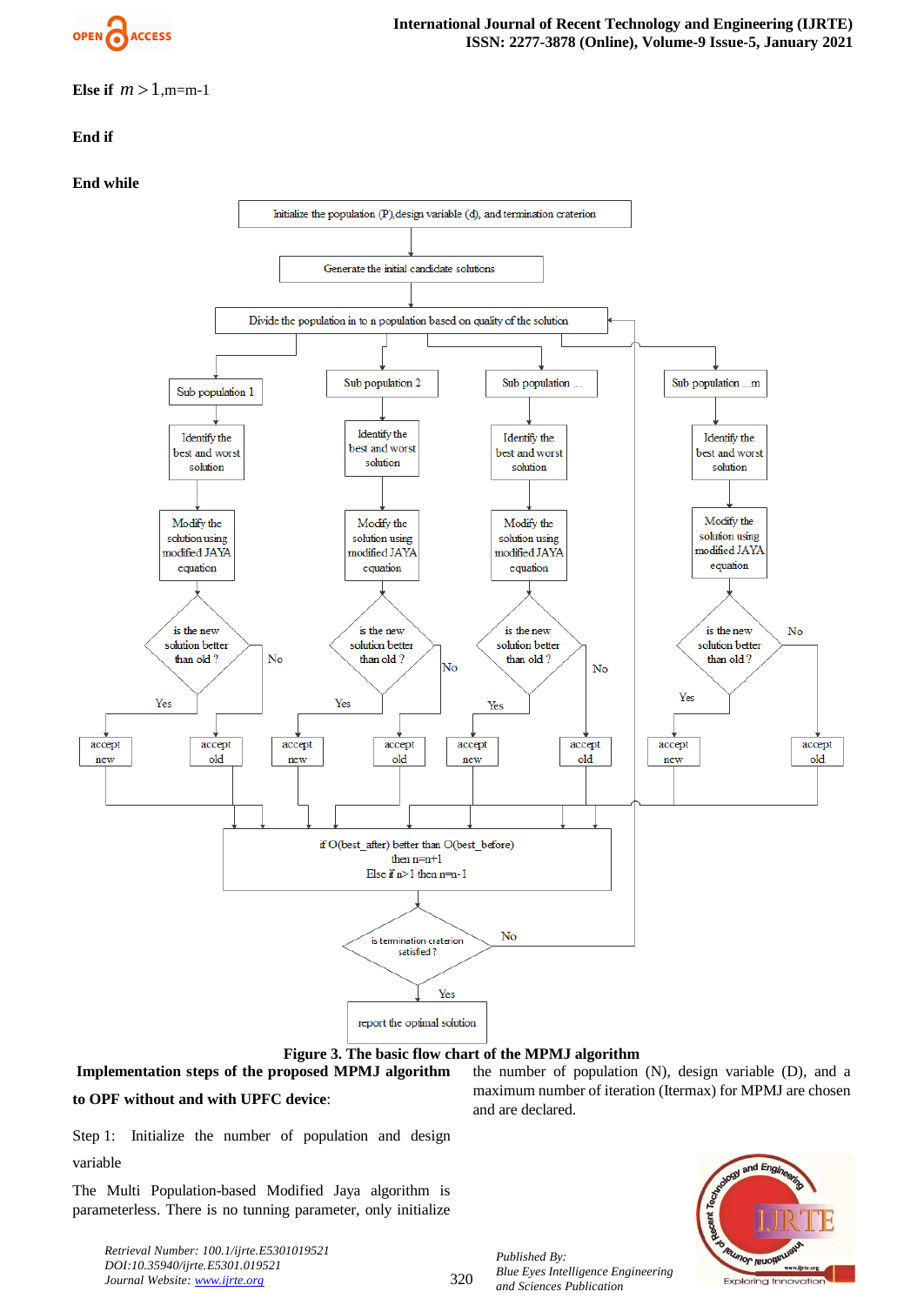**Else if** $m > 1$,m=m-1

**End if**

**End while**

Initialize the population (P),design variable (d), and termination craterion

Generate the initial candidate solutions

Divide the population in to n population based on quality of the solution

Sub population 1 | Sub population 2 | Sub population ... | Sub population ...m

Identify the best and worst solution

Modify the solution using modifed JAYA equation

is the new solution better than old ?

Yes / No

accept new / accept old

if O(best_after) better than O(best_before) then n=n+1 Else if n>1 then n=n-1

is termination craterion satisfied ?

No / Yes

report the optimal solution

**Figure 3. The basic flow chart of the MPMJ algorithm**

**Implementation steps of the proposed MPMJ algorithm to OPF without and with UPFC device**:

Step 1: Initialize the number of population and design variable

The Multi Population-based Modified Jaya algorithm is parameterless. There is no tunning parameter, only initialize the number of population (N), design variable (D), and a maximum number of iteration (Itermax) for MPMJ are chosen and are declared.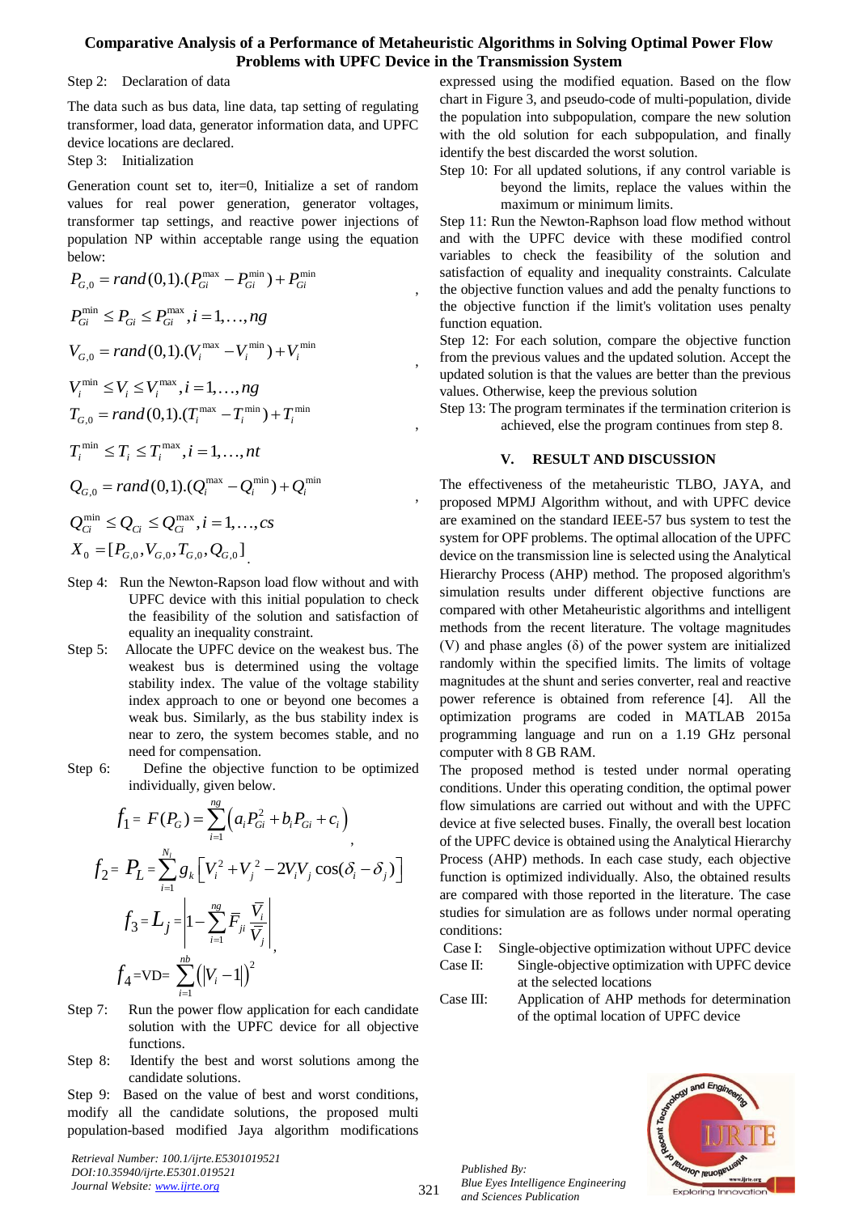Step 2: Declaration of data

The data such as bus data, line data, tap setting of regulating transformer, load data, generator information data, and UPFC device locations are declared.

Step 3: Initialization

Generation count set to, iter=0, Initialize a set of random values for real power generation, generator voltages, transformer tap settings, and reactive power injections of population NP within acceptable range using the equation below:

$$P_{G,0} = rand(0,1).(P_{Gi}^{\max} - P_{Gi}^{\min}) + P_{Gi}^{\min},$$

$$P_{Gi}^{\min} \leq P_{Gi} \leq P_{Gi}^{\max}, i = 1,\ldots,ng$$

$$V_{G,0} = rand(0,1).(V_{i}^{\max} - V_{i}^{\min}) + V_{i}^{\min},$$

$$V_{i}^{\min} \leq V_{i} \leq V_{i}^{\max}, i = 1,\ldots,ng$$

$$T_{G,0} = rand(0,1).(T_{i}^{\max} - T_{i}^{\min}) + T_{i}^{\min},$$

$$T_{i}^{\min} \leq T_{i} \leq T_{i}^{\max}, i = 1,\ldots,nt$$

$$Q_{G,0} = rand(0,1).(Q_{i}^{\max} - Q_{i}^{\min}) + Q_{i}^{\min},$$

$$Q_{Ci}^{\min} \leq Q_{Ci} \leq Q_{Ci}^{\max}, i = 1,\ldots,cs$$

$$X_0 = [P_{G,0}, V_{G,0}, T_{G,0}, Q_{G,0}].$$

Step 4: Run the Newton-Raphson load flow without and with UPFC device with this initial population to check the feasibility of the solution and satisfaction of equality an inequality constraint.

Step 5: Allocate the UPFC device on the weakest bus. The weakest bus is determined using the voltage stability index. The value of the voltage stability index approach to one or beyond one becomes a weak bus. Similarly, as the bus stability index is near to zero, the system becomes stable, and no need for compensation.

Step 6: Define the objective function to be optimized individually, given below.

$$f_1 = F(P_G) = \sum_{i=1}^{ng}\left(a_i P_{Gi}^2 + b_i P_{Gi} + c_i\right),$$

$$f_2 = P_L = \sum_{i=1}^{N_l} g_k\left[V_i^2 + V_j^2 - 2V_iV_j\cos(\delta_i - \delta_j)\right]$$

$$f_3 = L_j = \left|1 - \sum_{i=1}^{ng} \bar{F}_{ji}\frac{\bar{V}_i}{\bar{V}_j}\right|,$$

$$f_4 = \text{VD} = \sum_{i=1}^{nb}\left(\left|V_i - 1\right|\right)^2$$

Step 7: Run the power flow application for each candidate solution with the UPFC device for all objective functions.

Step 8: Identify the best and worst solutions among the candidate solutions.

Step 9: Based on the value of best and worst conditions, modify all the candidate solutions, the proposed multi population-based modified Jaya algorithm modifications expressed using the modified equation. Based on the flow chart in Figure 3, and pseudo-code of multi-population, divide the population into subpopulation, compare the new solution with the old solution for each subpopulation, and finally identify the best discarded the worst solution.

Step 10: For all updated solutions, if any control variable is beyond the limits, replace the values within the maximum or minimum limits.

Step 11: Run the Newton-Raphson load flow method without and with the UPFC device with these modified control variables to check the feasibility of the solution and satisfaction of equality and inequality constraints. Calculate the objective function values and add the penalty functions to the objective function if the limit's volitation uses penalty function equation.

Step 12: For each solution, compare the objective function from the previous values and the updated solution. Accept the updated solution is that the values are better than the previous values. Otherwise, keep the previous solution

Step 13: The program terminates if the termination criterion is achieved, else the program continues from step 8.

## V. RESULT AND DISCUSSION

The effectiveness of the metaheuristic TLBO, JAYA, and proposed MPMJ Algorithm without, and with UPFC device are examined on the standard IEEE-57 bus system to test the system for OPF problems. The optimal allocation of the UPFC device on the transmission line is selected using the Analytical Hierarchy Process (AHP) method. The proposed algorithm's simulation results under different objective functions are compared with other Metaheuristic algorithms and intelligent methods from the recent literature. The voltage magnitudes (V) and phase angles (δ) of the power system are initialized randomly within the specified limits. The limits of voltage magnitudes at the shunt and series converter, real and reactive power reference is obtained from reference [4]. All the optimization programs are coded in MATLAB 2015a programming language and run on a 1.19 GHz personal computer with 8 GB RAM.

The proposed method is tested under normal operating conditions. Under this operating condition, the optimal power flow simulations are carried out without and with the UPFC device at five selected buses. Finally, the overall best location of the UPFC device is obtained using the Analytical Hierarchy Process (AHP) methods. In each case study, each objective function is optimized individually. Also, the obtained results are compared with those reported in the literature. The case studies for simulation are as follows under normal operating conditions:

Case I: Single-objective optimization without UPFC device

Case II: Single-objective optimization with UPFC device at the selected locations

Case III: Application of AHP methods for determination of the optimal location of UPFC device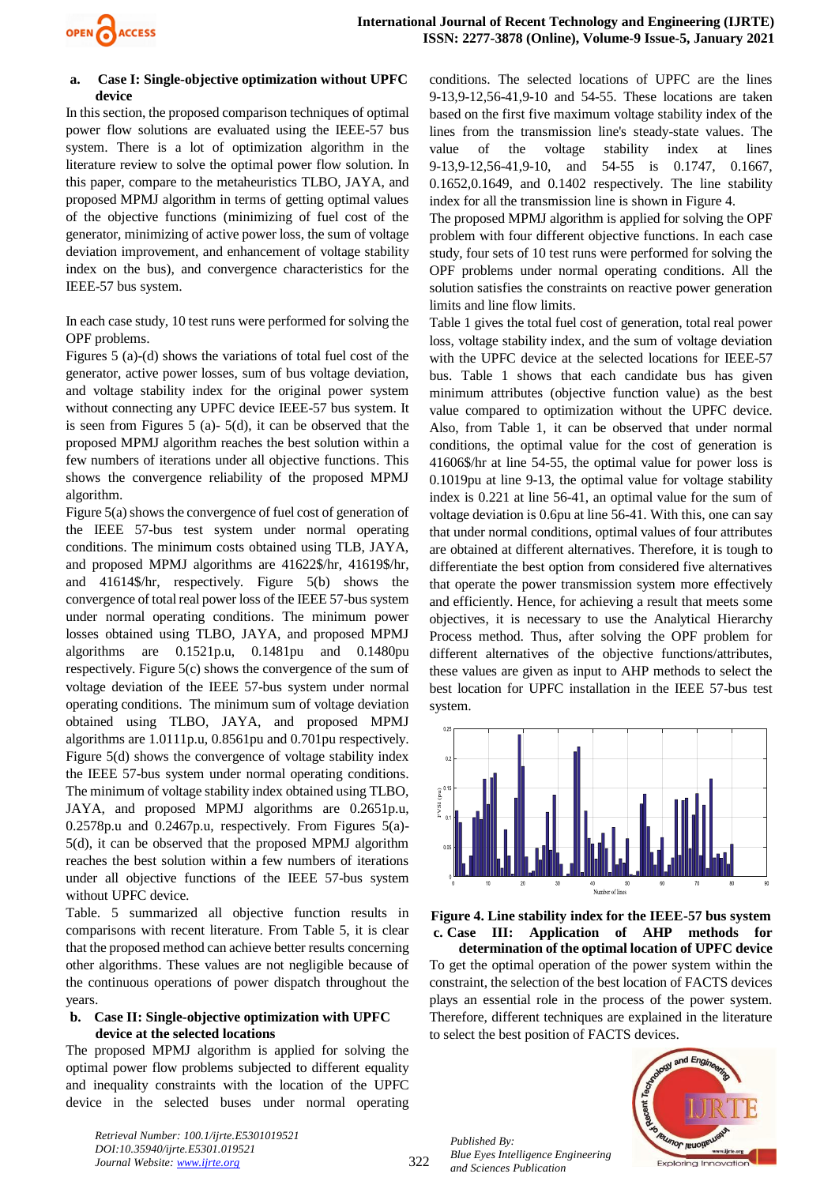**a. Case I: Single-objective optimization without UPFC device**

In this section, the proposed comparison techniques of optimal power flow solutions are evaluated using the IEEE-57 bus system. There is a lot of optimization algorithm in the literature review to solve the optimal power flow solution. In this paper, compare to the metaheuristics TLBO, JAYA, and proposed MPMJ algorithm in terms of getting optimal values of the objective functions (minimizing of fuel cost of the generator, minimizing of active power loss, the sum of voltage deviation improvement, and enhancement of voltage stability index on the bus), and convergence characteristics for the IEEE-57 bus system.

In each case study, 10 test runs were performed for solving the OPF problems.

Figures 5 (a)-(d) shows the variations of total fuel cost of the generator, active power losses, sum of bus voltage deviation, and voltage stability index for the original power system without connecting any UPFC device IEEE-57 bus system. It is seen from Figures 5 (a)- 5(d), it can be observed that the proposed MPMJ algorithm reaches the best solution within a few numbers of iterations under all objective functions. This shows the convergence reliability of the proposed MPMJ algorithm.

Figure 5(a) shows the convergence of fuel cost of generation of the IEEE 57-bus test system under normal operating conditions. The minimum costs obtained using TLB, JAYA, and proposed MPMJ algorithms are 41622$/hr, 41619$/hr, and 41614$/hr, respectively. Figure 5(b) shows the convergence of total real power loss of the IEEE 57-bus system under normal operating conditions. The minimum power losses obtained using TLBO, JAYA, and proposed MPMJ algorithms are 0.1521p.u, 0.1481pu and 0.1480pu respectively. Figure 5(c) shows the convergence of the sum of voltage deviation of the IEEE 57-bus system under normal operating conditions. The minimum sum of voltage deviation obtained using TLBO, JAYA, and proposed MPMJ algorithms are 1.0111p.u, 0.8561pu and 0.701pu respectively. Figure 5(d) shows the convergence of voltage stability index the IEEE 57-bus system under normal operating conditions. The minimum of voltage stability index obtained using TLBO, JAYA, and proposed MPMJ algorithms are 0.2651p.u, 0.2578p.u and 0.2467p.u, respectively. From Figures 5(a)-5(d), it can be observed that the proposed MPMJ algorithm reaches the best solution within a few numbers of iterations under all objective functions of the IEEE 57-bus system without UPFC device.

Table. 5 summarized all objective function results in comparisons with recent literature. From Table 5, it is clear that the proposed method can achieve better results concerning other algorithms. These values are not negligible because of the continuous operations of power dispatch throughout the years.

**b. Case II: Single-objective optimization with UPFC device at the selected locations**

The proposed MPMJ algorithm is applied for solving the optimal power flow problems subjected to different equality and inequality constraints with the location of the UPFC device in the selected buses under normal operating conditions. The selected locations of UPFC are the lines 9-13,9-12,56-41,9-10 and 54-55. These locations are taken based on the first five maximum voltage stability index of the lines from the transmission line's steady-state values. The value of the voltage stability index at lines 9-13,9-12,56-41,9-10, and 54-55 is 0.1747, 0.1667, 0.1652,0.1649, and 0.1402 respectively. The line stability index for all the transmission line is shown in Figure 4.

The proposed MPMJ algorithm is applied for solving the OPF problem with four different objective functions. In each case study, four sets of 10 test runs were performed for solving the OPF problems under normal operating conditions. All the solution satisfies the constraints on reactive power generation limits and line flow limits.

Table 1 gives the total fuel cost of generation, total real power loss, voltage stability index, and the sum of voltage deviation with the UPFC device at the selected locations for IEEE-57 bus. Table 1 shows that each candidate bus has given minimum attributes (objective function value) as the best value compared to optimization without the UPFC device. Also, from Table 1, it can be observed that under normal conditions, the optimal value for the cost of generation is 41606$/hr at line 54-55, the optimal value for power loss is 0.1019pu at line 9-13, the optimal value for voltage stability index is 0.221 at line 56-41, an optimal value for the sum of voltage deviation is 0.6pu at line 56-41. With this, one can say that under normal conditions, optimal values of four attributes are obtained at different alternatives. Therefore, it is tough to differentiate the best option from considered five alternatives that operate the power transmission system more effectively and efficiently. Hence, for achieving a result that meets some objectives, it is necessary to use the Analytical Hierarchy Process method. Thus, after solving the OPF problem for different alternatives of the objective functions/attributes, these values are given as input to AHP methods to select the best location for UPFC installation in the IEEE 57-bus test system.

**Figure 4. Line stability index for the IEEE-57 bus system**

**c. Case III: Application of AHP methods for determination of the optimal location of UPFC device**

To get the optimal operation of the power system within the constraint, the selection of the best location of FACTS devices plays an essential role in the process of the power system. Therefore, different techniques are explained in the literature to select the best position of FACTS devices.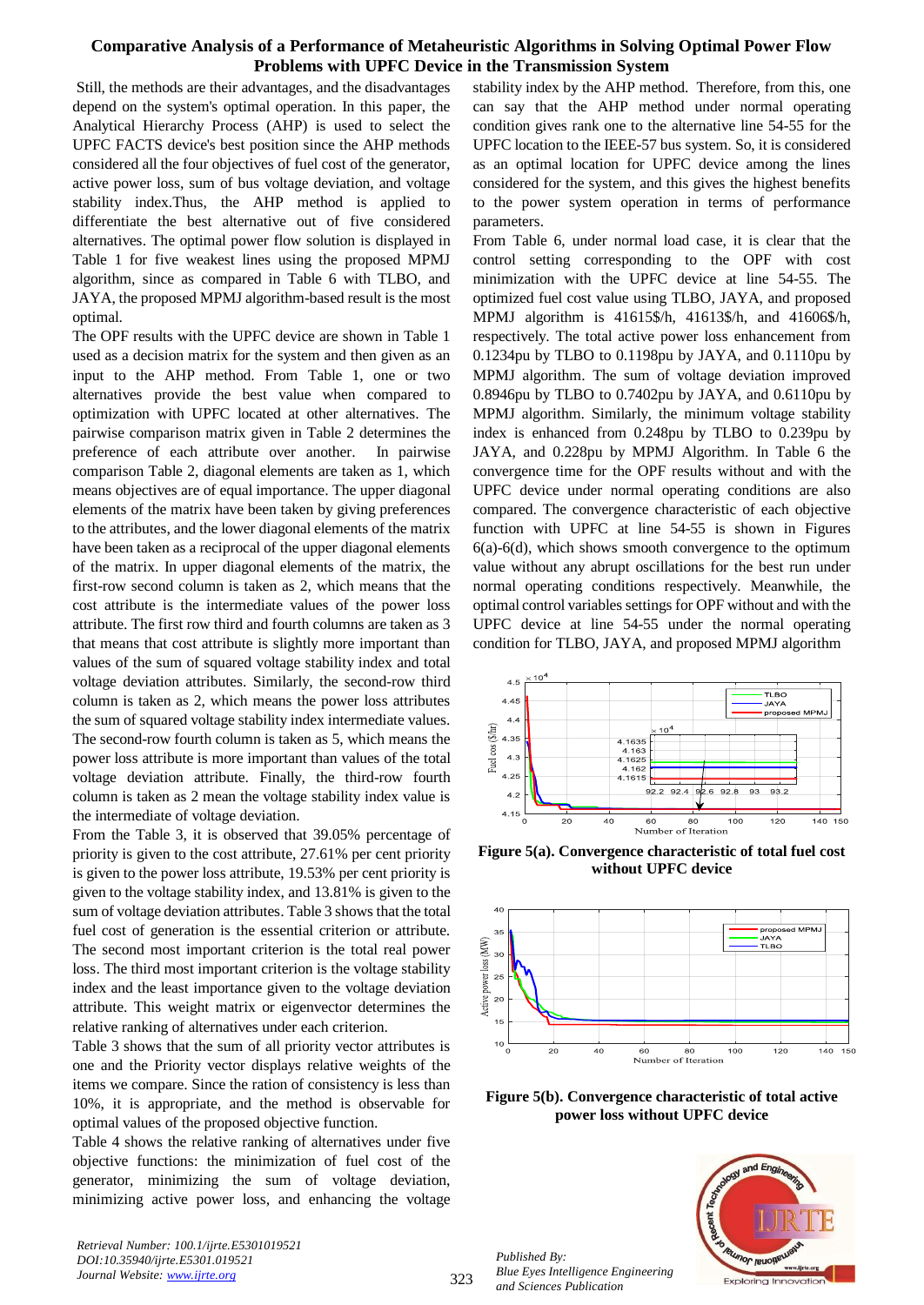Still, the methods are their advantages, and the disadvantages depend on the system's optimal operation. In this paper, the Analytical Hierarchy Process (AHP) is used to select the UPFC FACTS device's best position since the AHP methods considered all the four objectives of fuel cost of the generator, active power loss, sum of bus voltage deviation, and voltage stability index.Thus, the AHP method is applied to differentiate the best alternative out of five considered alternatives. The optimal power flow solution is displayed in Table 1 for five weakest lines using the proposed MPMJ algorithm, since as compared in Table 6 with TLBO, and JAYA, the proposed MPMJ algorithm-based result is the most optimal.

The OPF results with the UPFC device are shown in Table 1 used as a decision matrix for the system and then given as an input to the AHP method. From Table 1, one or two alternatives provide the best value when compared to optimization with UPFC located at other alternatives. The pairwise comparison matrix given in Table 2 determines the preference of each attribute over another. In pairwise comparison Table 2, diagonal elements are taken as 1, which means objectives are of equal importance. The upper diagonal elements of the matrix have been taken by giving preferences to the attributes, and the lower diagonal elements of the matrix have been taken as a reciprocal of the upper diagonal elements of the matrix. In upper diagonal elements of the matrix, the first-row second column is taken as 2, which means that the cost attribute is the intermediate values of the power loss attribute. The first row third and fourth columns are taken as 3 that means that cost attribute is slightly more important than values of the sum of squared voltage stability index and total voltage deviation attributes. Similarly, the second-row third column is taken as 2, which means the power loss attributes the sum of squared voltage stability index intermediate values. The second-row fourth column is taken as 5, which means the power loss attribute is more important than values of the total voltage deviation attribute. Finally, the third-row fourth column is taken as 2 mean the voltage stability index value is the intermediate of voltage deviation.

From the Table 3, it is observed that 39.05% percentage of priority is given to the cost attribute, 27.61% per cent priority is given to the power loss attribute, 19.53% per cent priority is given to the voltage stability index, and 13.81% is given to the sum of voltage deviation attributes. Table 3 shows that the total fuel cost of generation is the essential criterion or attribute. The second most important criterion is the total real power loss. The third most important criterion is the voltage stability index and the least importance given to the voltage deviation attribute. This weight matrix or eigenvector determines the relative ranking of alternatives under each criterion.

Table 3 shows that the sum of all priority vector attributes is one and the Priority vector displays relative weights of the items we compare. Since the ration of consistency is less than 10%, it is appropriate, and the method is observable for optimal values of the proposed objective function.

Table 4 shows the relative ranking of alternatives under five objective functions: the minimization of fuel cost of the generator, minimizing the sum of voltage deviation, minimizing active power loss, and enhancing the voltage stability index by the AHP method. Therefore, from this, one can say that the AHP method under normal operating condition gives rank one to the alternative line 54-55 for the UPFC location to the IEEE-57 bus system. So, it is considered as an optimal location for UPFC device among the lines considered for the system, and this gives the highest benefits to the power system operation in terms of performance parameters.

From Table 6, under normal load case, it is clear that the control setting corresponding to the OPF with cost minimization with the UPFC device at line 54-55. The optimized fuel cost value using TLBO, JAYA, and proposed MPMJ algorithm is 41615$/h, 41613$/h, and 41606$/h, respectively. The total active power loss enhancement from 0.1234pu by TLBO to 0.1198pu by JAYA, and 0.1110pu by MPMJ algorithm. The sum of voltage deviation improved 0.8946pu by TLBO to 0.7402pu by JAYA, and 0.6110pu by MPMJ algorithm. Similarly, the minimum voltage stability index is enhanced from 0.248pu by TLBO to 0.239pu by JAYA, and 0.228pu by MPMJ Algorithm. In Table 6 the convergence time for the OPF results without and with the UPFC device under normal operating conditions are also compared. The convergence characteristic of each objective function with UPFC at line 54-55 is shown in Figures 6(a)-6(d), which shows smooth convergence to the optimum value without any abrupt oscillations for the best run under normal operating conditions respectively. Meanwhile, the optimal control variables settings for OPF without and with the UPFC device at line 54-55 under the normal operating condition for TLBO, JAYA, and proposed MPMJ algorithm

**Figure 5(a). Convergence characteristic of total fuel cost without UPFC device**

**Figure 5(b). Convergence characteristic of total active power loss without UPFC device**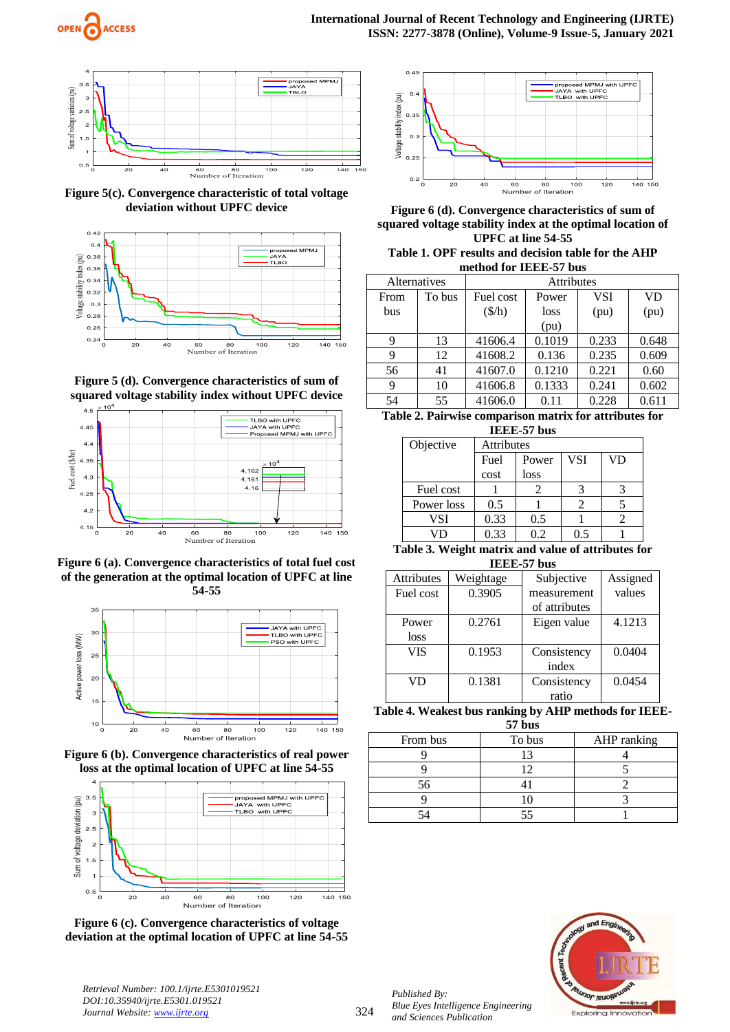**Figure 5(c). Convergence characteristic of total voltage deviation without UPFC device**

**Figure 5 (d). Convergence characteristics of sum of squared voltage stability index without UPFC device**

**Figure 6 (a). Convergence characteristics of total fuel cost of the generation at the optimal location of UPFC at line 54-55**

**Figure 6 (b). Convergence characteristics of real power loss at the optimal location of UPFC at line 54-55**

**Figure 6 (c). Convergence characteristics of voltage deviation at the optimal location of UPFC at line 54-55**

**Figure 6 (d). Convergence characteristics of sum of squared voltage stability index at the optimal location of UPFC at line 54-55**

**Table 1. OPF results and decision table for the AHP method for IEEE-57 bus**

| Alternatives | | Attributes | | | |
|---|---|---|---|---|---|
| From bus | To bus | Fuel cost ($/h) | Power loss (pu) | VSI (pu) | VD (pu) |
| 9 | 13 | 41606.4 | 0.1019 | 0.233 | 0.648 |
| 9 | 12 | 41608.2 | 0.136 | 0.235 | 0.609 |
| 56 | 41 | 41607.0 | 0.1210 | 0.221 | 0.60 |
| 9 | 10 | 41606.8 | 0.1333 | 0.241 | 0.602 |
| 54 | 55 | 41606.0 | 0.11 | 0.228 | 0.611 |

**Table 2. Pairwise comparison matrix for attributes for IEEE-57 bus**

| Objective | Attributes | | | |
|---|---|---|---|---|
| | Fuel cost | Power loss | VSI | VD |
| Fuel cost | 1 | 2 | 3 | 3 |
| Power loss | 0.5 | 1 | 2 | 5 |
| VSI | 0.33 | 0.5 | 1 | 2 |
| VD | 0.33 | 0.2 | 0.5 | 1 |

**Table 3. Weight matrix and value of attributes for IEEE-57 bus**

| Attributes | Weightage | Subjective measurement of attributes | Assigned values |
|---|---|---|---|
| Fuel cost | 0.3905 | | |
| Power loss | 0.2761 | Eigen value | 4.1213 |
| VIS | 0.1953 | Consistency index | 0.0404 |
| VD | 0.1381 | Consistency ratio | 0.0454 |

**Table 4. Weakest bus ranking by AHP methods for IEEE-57 bus**

| From bus | To bus | AHP ranking |
|---|---|---|
| 9 | 13 | 4 |
| 9 | 12 | 5 |
| 56 | 41 | 2 |
| 9 | 10 | 3 |
| 54 | 55 | 1 |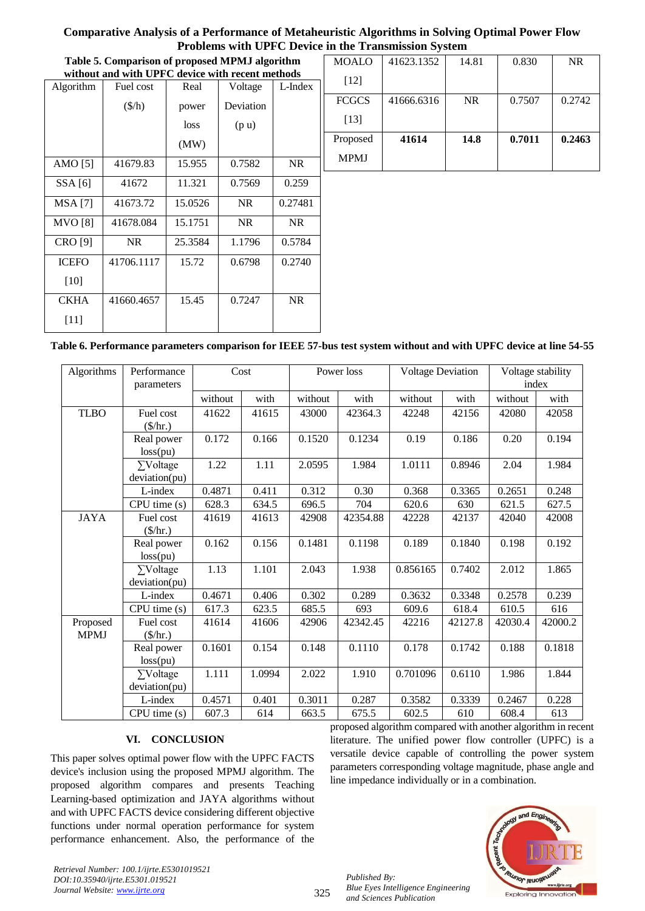**Table 5. Comparison of proposed MPMJ algorithm without and with UPFC device with recent methods**

| Algorithm | Fuel cost ($/h) | Real power loss (MW) | Voltage Deviation (p u) | L-Index |
|---|---|---|---|---|
| AMO [5] | 41679.83 | 15.955 | 0.7582 | NR |
| SSA [6] | 41672 | 11.321 | 0.7569 | 0.259 |
| MSA [7] | 41673.72 | 15.0526 | NR | 0.27481 |
| MVO [8] | 41678.084 | 15.1751 | NR | NR |
| CRO [9] | NR | 25.3584 | 1.1796 | 0.5784 |
| ICEFO [10] | 41706.1117 | 15.72 | 0.6798 | 0.2740 |
| CKHA [11] | 41660.4657 | 15.45 | 0.7247 | NR |
| MOALO [12] | 41623.1352 | 14.81 | 0.830 | NR |
| FCGCS [13] | 41666.6316 | NR | 0.7507 | 0.2742 |
| Proposed MPMJ | **41614** | **14.8** | **0.7011** | **0.2463** |

**Table 6. Performance parameters comparison for IEEE 57-bus test system without and with UPFC device at line 54-55**

| Algorithms | Performance parameters | Cost | | Power loss | | Voltage Deviation | | Voltage stability index | |
|---|---|---|---|---|---|---|---|---|---|
| | | without | with | without | with | without | with | without | with |
| TLBO | Fuel cost ($/hr.) | 41622 | 41615 | 43000 | 42364.3 | 42248 | 42156 | 42080 | 42058 |
| | Real power loss(pu) | 0.172 | 0.166 | 0.1520 | 0.1234 | 0.19 | 0.186 | 0.20 | 0.194 |
| | ∑Voltage deviation(pu) | 1.22 | 1.11 | 2.0595 | 1.984 | 1.0111 | 0.8946 | 2.04 | 1.984 |
| | L-index | 0.4871 | 0.411 | 0.312 | 0.30 | 0.368 | 0.3365 | 0.2651 | 0.248 |
| | CPU time (s) | 628.3 | 634.5 | 696.5 | 704 | 620.6 | 630 | 621.5 | 627.5 |
| JAYA | Fuel cost ($/hr.) | 41619 | 41613 | 42908 | 42354.88 | 42228 | 42137 | 42040 | 42008 |
| | Real power loss(pu) | 0.162 | 0.156 | 0.1481 | 0.1198 | 0.189 | 0.1840 | 0.198 | 0.192 |
| | ∑Voltage deviation(pu) | 1.13 | 1.101 | 2.043 | 1.938 | 0.856165 | 0.7402 | 2.012 | 1.865 |
| | L-index | 0.4671 | 0.406 | 0.302 | 0.289 | 0.3632 | 0.3348 | 0.2578 | 0.239 |
| | CPU time (s) | 617.3 | 623.5 | 685.5 | 693 | 609.6 | 618.4 | 610.5 | 616 |
| Proposed MPMJ | Fuel cost ($/hr.) | 41614 | 41606 | 42906 | 42342.45 | 42216 | 42127.8 | 42030.4 | 42000.2 |
| | Real power loss(pu) | 0.1601 | 0.154 | 0.148 | 0.1110 | 0.178 | 0.1742 | 0.188 | 0.1818 |
| | ∑Voltage deviation(pu) | 1.111 | 1.0994 | 2.022 | 1.910 | 0.701096 | 0.6110 | 1.986 | 1.844 |
| | L-index | 0.4571 | 0.401 | 0.3011 | 0.287 | 0.3582 | 0.3339 | 0.2467 | 0.228 |
| | CPU time (s) | 607.3 | 614 | 663.5 | 675.5 | 602.5 | 610 | 608.4 | 613 |

## VI. CONCLUSION

This paper solves optimal power flow with the UPFC FACTS device's inclusion using the proposed MPMJ algorithm. The proposed algorithm compares and presents Teaching Learning-based optimization and JAYA algorithms without and with UPFC FACTS device considering different objective functions under normal operation performance for system performance enhancement. Also, the performance of the proposed algorithm compared with another algorithm in recent literature. The unified power flow controller (UPFC) is a versatile device capable of controlling the power system parameters corresponding voltage magnitude, phase angle and line impedance individually or in a combination.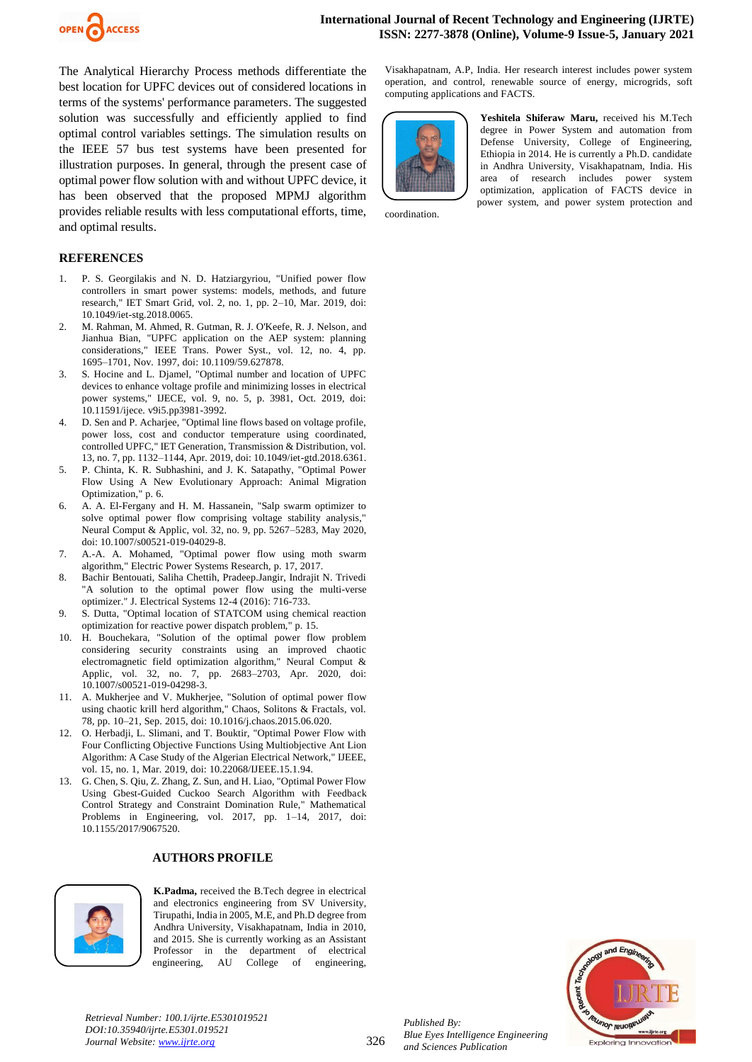The Analytical Hierarchy Process methods differentiate the best location for UPFC devices out of considered locations in terms of the systems' performance parameters. The suggested solution was successfully and efficiently applied to find optimal control variables settings. The simulation results on the IEEE 57 bus test systems have been presented for illustration purposes. In general, through the present case of optimal power flow solution with and without UPFC device, it has been observed that the proposed MPMJ algorithm provides reliable results with less computational efforts, time, and optimal results.

## REFERENCES

1. P. S. Georgilakis and N. D. Hatziargyriou, "Unified power flow controllers in smart power systems: models, methods, and future research," IET Smart Grid, vol. 2, no. 1, pp. 2–10, Mar. 2019, doi: 10.1049/iet-stg.2018.0065.
2. M. Rahman, M. Ahmed, R. Gutman, R. J. O'Keefe, R. J. Nelson, and Jianhua Bian, "UPFC application on the AEP system: planning considerations," IEEE Trans. Power Syst., vol. 12, no. 4, pp. 1695–1701, Nov. 1997, doi: 10.1109/59.627878.
3. S. Hocine and L. Djamel, "Optimal number and location of UPFC devices to enhance voltage profile and minimizing losses in electrical power systems," IJECE, vol. 9, no. 5, p. 3981, Oct. 2019, doi: 10.11591/ijece. v9i5.pp3981-3992.
4. D. Sen and P. Acharjee, "Optimal line flows based on voltage profile, power loss, cost and conductor temperature using coordinated, controlled UPFC," IET Generation, Transmission & Distribution, vol. 13, no. 7, pp. 1132–1144, Apr. 2019, doi: 10.1049/iet-gtd.2018.6361.
5. P. Chinta, K. R. Subhashini, and J. K. Satapathy, "Optimal Power Flow Using A New Evolutionary Approach: Animal Migration Optimization," p. 6.
6. A. A. El-Fergany and H. M. Hassanein, "Salp swarm optimizer to solve optimal power flow comprising voltage stability analysis," Neural Comput & Applic, vol. 32, no. 9, pp. 5267–5283, May 2020, doi: 10.1007/s00521-019-04029-8.
7. A.-A. A. Mohamed, "Optimal power flow using moth swarm algorithm," Electric Power Systems Research, p. 17, 2017.
8. Bachir Bentouati, Saliha Chettih, Pradeep.Jangir, Indrajit N. Trivedi "A solution to the optimal power flow using the multi-verse optimizer." J. Electrical Systems 12-4 (2016): 716-733.
9. S. Dutta, "Optimal location of STATCOM using chemical reaction optimization for reactive power dispatch problem," p. 15.
10. H. Bouchekara, "Solution of the optimal power flow problem considering security constraints using an improved chaotic electromagnetic field optimization algorithm," Neural Comput & Applic, vol. 32, no. 7, pp. 2683–2703, Apr. 2020, doi: 10.1007/s00521-019-04298-3.
11. A. Mukherjee and V. Mukherjee, "Solution of optimal power flow using chaotic krill herd algorithm," Chaos, Solitons & Fractals, vol. 78, pp. 10–21, Sep. 2015, doi: 10.1016/j.chaos.2015.06.020.
12. O. Herbadji, L. Slimani, and T. Bouktir, "Optimal Power Flow with Four Conflicting Objective Functions Using Multiobjective Ant Lion Algorithm: A Case Study of the Algerian Electrical Network," IJEEE, vol. 15, no. 1, Mar. 2019, doi: 10.22068/IJEEE.15.1.94.
13. G. Chen, S. Qiu, Z. Zhang, Z. Sun, and H. Liao, "Optimal Power Flow Using Gbest-Guided Cuckoo Search Algorithm with Feedback Control Strategy and Constraint Domination Rule," Mathematical Problems in Engineering, vol. 2017, pp. 1–14, 2017, doi: 10.1155/2017/9067520.

## AUTHORS PROFILE

**K.Padma,** received the B.Tech degree in electrical and electronics engineering from SV University, Tirupathi, India in 2005, M.E, and Ph.D degree from Andhra University, Visakhapatnam, India in 2010, and 2015. She is currently working as an Assistant Professor in the department of electrical engineering, AU College of engineering, Visakhapatnam, A.P, India. Her research interest includes power system operation, and control, renewable source of energy, microgrids, soft computing applications and FACTS.

**Yeshitela Shiferaw Maru,** received his M.Tech degree in Power System and automation from Defense University, College of Engineering, Ethiopia in 2014. He is currently a Ph.D. candidate in Andhra University, Visakhapatnam, India. His area of research includes power system optimization, application of FACTS device in power system, and power system protection and coordination.